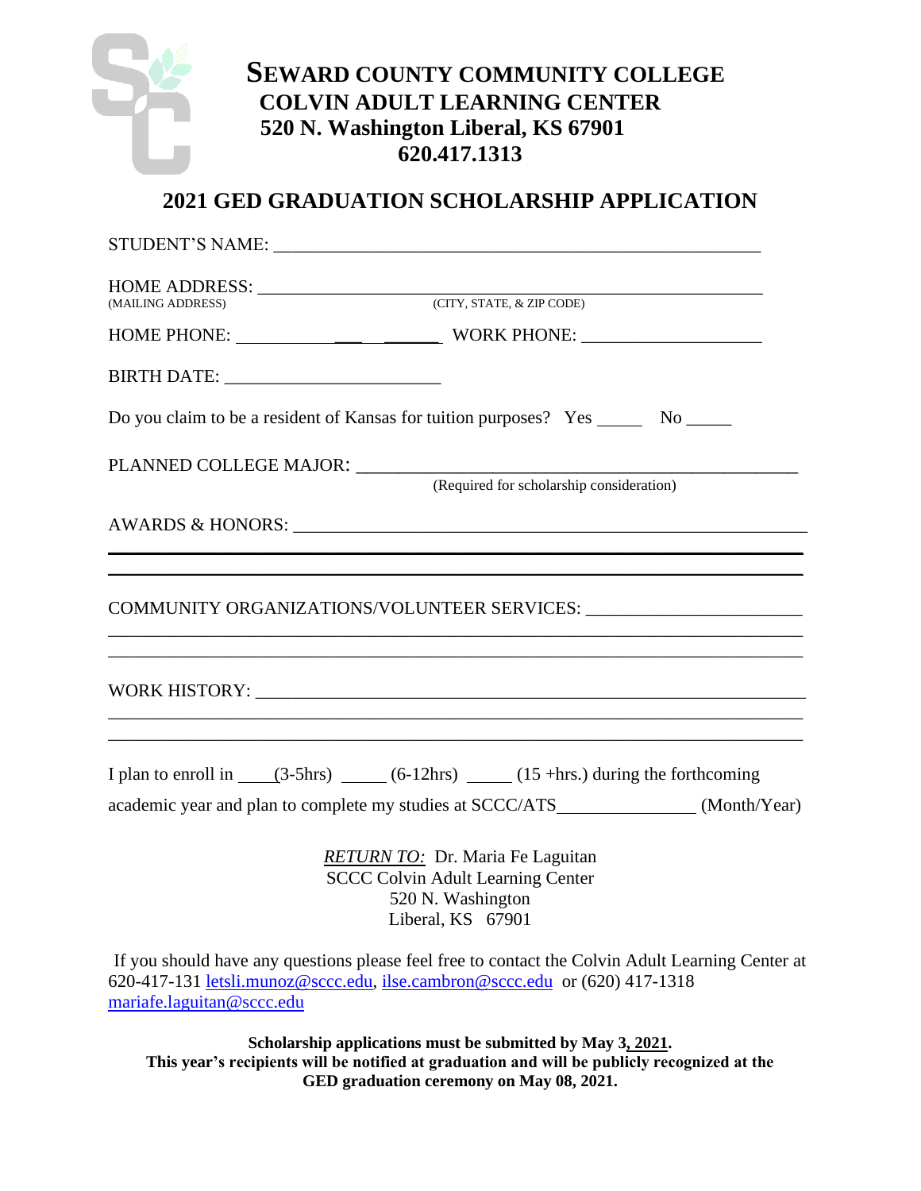# SEWARD COUNTY COMMUNITY COLLEGE
## COLVIN ADULT LEARNING CENTER
**520 N. Washington Liberal, KS 67901**
**620.417.1313**

## 2021 GED GRADUATION SCHOLARSHIP APPLICATION

STUDENT'S NAME: ___________________________________________________

HOME ADDRESS: _____________________________________________________
(MAILING ADDRESS) (CITY, STATE, & ZIP CODE)

HOME PHONE: ____________________ WORK PHONE: ____________________

BIRTH DATE: ________________________

Do you claim to be a resident of Kansas for tuition purposes? Yes _____ No _____

PLANNED COLLEGE MAJOR: ____________________________________________
(Required for scholarship consideration)

AWARDS & HONORS: __________________________________________________
___________________________________________________________________
___________________________________________________________________

COMMUNITY ORGANIZATIONS/VOLUNTEER SERVICES: ______________________
___________________________________________________________________
___________________________________________________________________

WORK HISTORY: _____________________________________________________
___________________________________________________________________
___________________________________________________________________

I plan to enroll in ____(3-5hrs) _____ (6-12hrs) _____ (15 +hrs.) during the forthcoming academic year and plan to complete my studies at SCCC/ATS_______________ (Month/Year)

*RETURN TO:* Dr. Maria Fe Laguitan
SCCC Colvin Adult Learning Center
520 N. Washington
Liberal, KS 67901

If you should have any questions please feel free to contact the Colvin Adult Learning Center at 620-417-131 letsli.munoz@sccc.edu, ilse.cambron@sccc.edu or (620) 417-1318 mariafe.laguitan@sccc.edu

**Scholarship applications must be submitted by May 3, 2021.**
**This year's recipients will be notified at graduation and will be publicly recognized at the GED graduation ceremony on May 08, 2021.**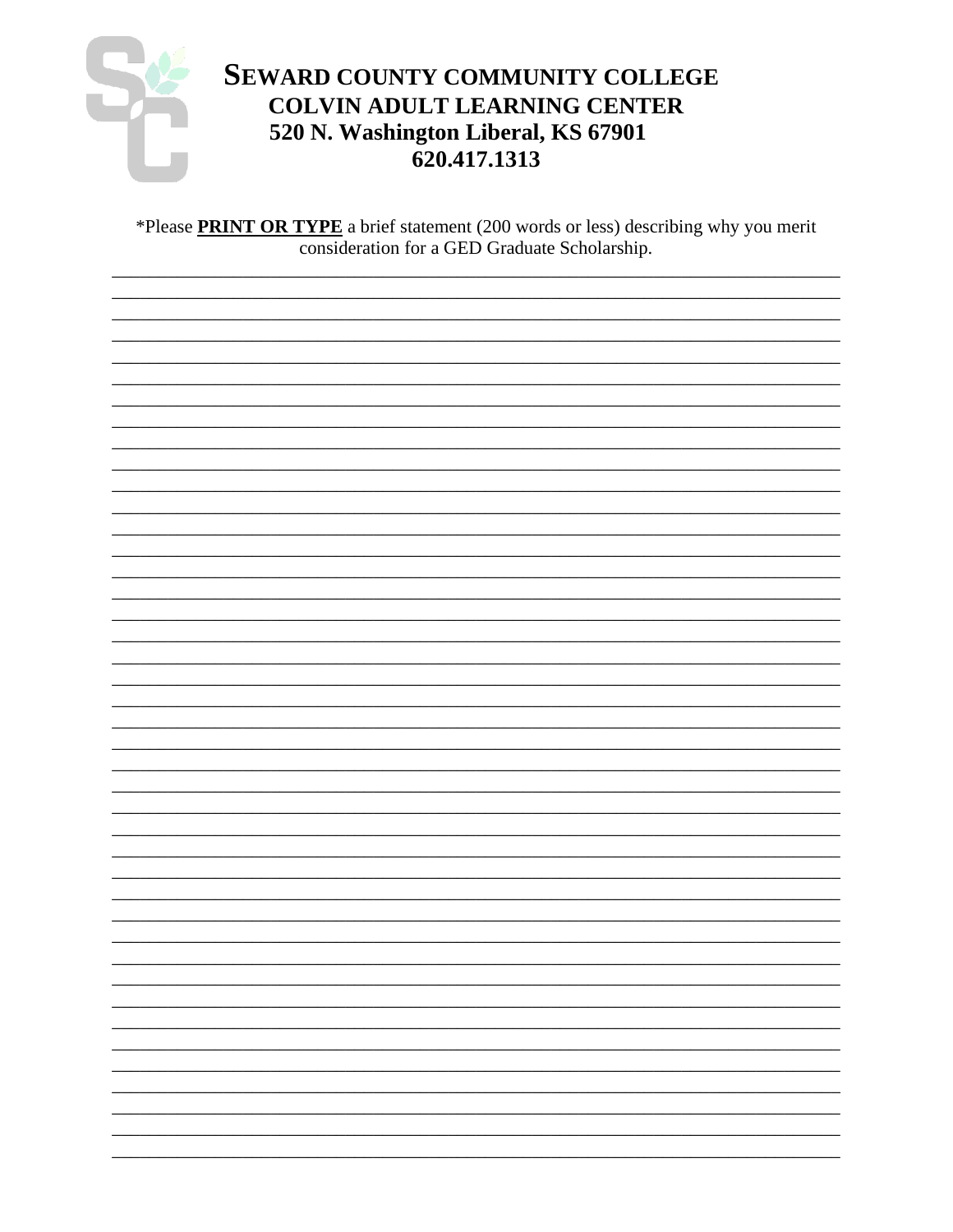# SEWARD COUNTY COMMUNITY COLLEGE
## COLVIN ADULT LEARNING CENTER
### 520 N. Washington Liberal, KS 67901
### 620.417.1313

*Please **PRINT OR TYPE** a brief statement (200 words or less) describing why you merit consideration for a GED Graduate Scholarship.